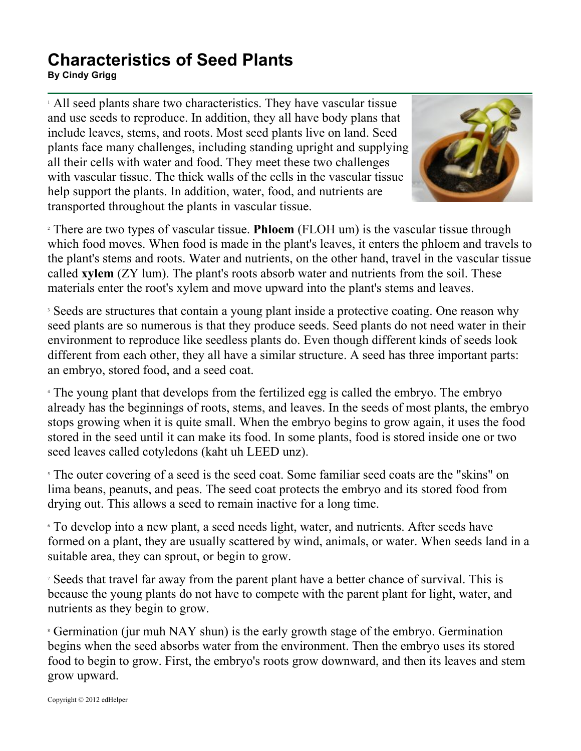# Characteristics of Seed Plants

**By Cindy Grigg**

[1] All seed plants share two characteristics. They have vascular tissue and use seeds to reproduce. In addition, they all have body plans that include leaves, stems, and roots. Most seed plants live on land. Seed plants face many challenges, including standing upright and supplying all their cells with water and food. They meet these two challenges with vascular tissue. The thick walls of the cells in the vascular tissue help support the plants. In addition, water, food, and nutrients are transported throughout the plants in vascular tissue.

[2] There are two types of vascular tissue. **Phloem** (FLOH um) is the vascular tissue through which food moves. When food is made in the plant's leaves, it enters the phloem and travels to the plant's stems and roots. Water and nutrients, on the other hand, travel in the vascular tissue called **xylem** (ZY lum). The plant's roots absorb water and nutrients from the soil. These materials enter the root's xylem and move upward into the plant's stems and leaves.

[3] Seeds are structures that contain a young plant inside a protective coating. One reason why seed plants are so numerous is that they produce seeds. Seed plants do not need water in their environment to reproduce like seedless plants do. Even though different kinds of seeds look different from each other, they all have a similar structure. A seed has three important parts: an embryo, stored food, and a seed coat.

[4] The young plant that develops from the fertilized egg is called the embryo. The embryo already has the beginnings of roots, stems, and leaves. In the seeds of most plants, the embryo stops growing when it is quite small. When the embryo begins to grow again, it uses the food stored in the seed until it can make its food. In some plants, food is stored inside one or two seed leaves called cotyledons (kaht uh LEED unz).

[5] The outer covering of a seed is the seed coat. Some familiar seed coats are the "skins" on lima beans, peanuts, and peas. The seed coat protects the embryo and its stored food from drying out. This allows a seed to remain inactive for a long time.

[6] To develop into a new plant, a seed needs light, water, and nutrients. After seeds have formed on a plant, they are usually scattered by wind, animals, or water. When seeds land in a suitable area, they can sprout, or begin to grow.

[7] Seeds that travel far away from the parent plant have a better chance of survival. This is because the young plants do not have to compete with the parent plant for light, water, and nutrients as they begin to grow.

[8] Germination (jur muh NAY shun) is the early growth stage of the embryo. Germination begins when the seed absorbs water from the environment. Then the embryo uses its stored food to begin to grow. First, the embryo's roots grow downward, and then its leaves and stem grow upward.

Copyright © 2012 edHelper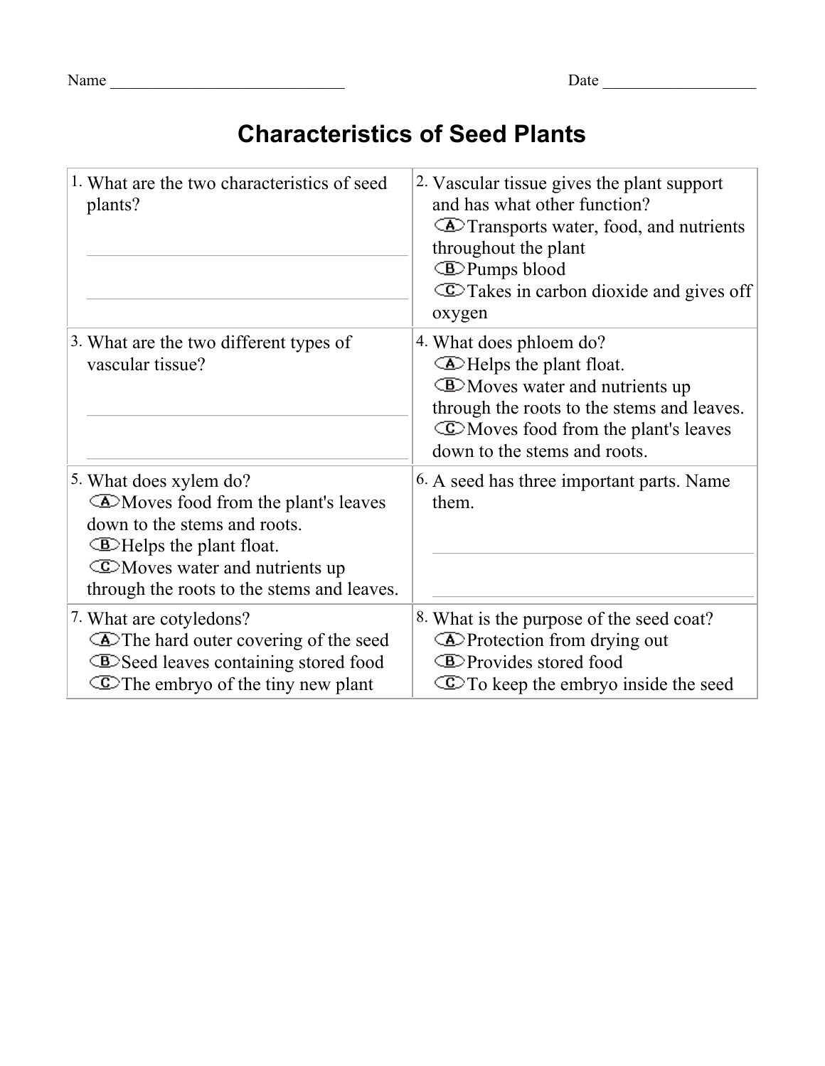Name ______________________________ Date ____________________

# Characteristics of Seed Plants

1. What are the two characteristics of seed plants?

______________________________

______________________________

2. Vascular tissue gives the plant support and has what other function?
   - (A) Transports water, food, and nutrients throughout the plant
   - (B) Pumps blood
   - (C) Takes in carbon dioxide and gives off oxygen

3. What are the two different types of vascular tissue?

______________________________

______________________________

4. What does phloem do?
   - (A) Helps the plant float.
   - (B) Moves water and nutrients up through the roots to the stems and leaves.
   - (C) Moves food from the plant's leaves down to the stems and roots.

5. What does xylem do?
   - (A) Moves food from the plant's leaves down to the stems and roots.
   - (B) Helps the plant float.
   - (C) Moves water and nutrients up through the roots to the stems and leaves.

6. A seed has three important parts. Name them.

______________________________

______________________________

7. What are cotyledons?
   - (A) The hard outer covering of the seed
   - (B) Seed leaves containing stored food
   - (C) The embryo of the tiny new plant

8. What is the purpose of the seed coat?
   - (A) Protection from drying out
   - (B) Provides stored food
   - (C) To keep the embryo inside the seed